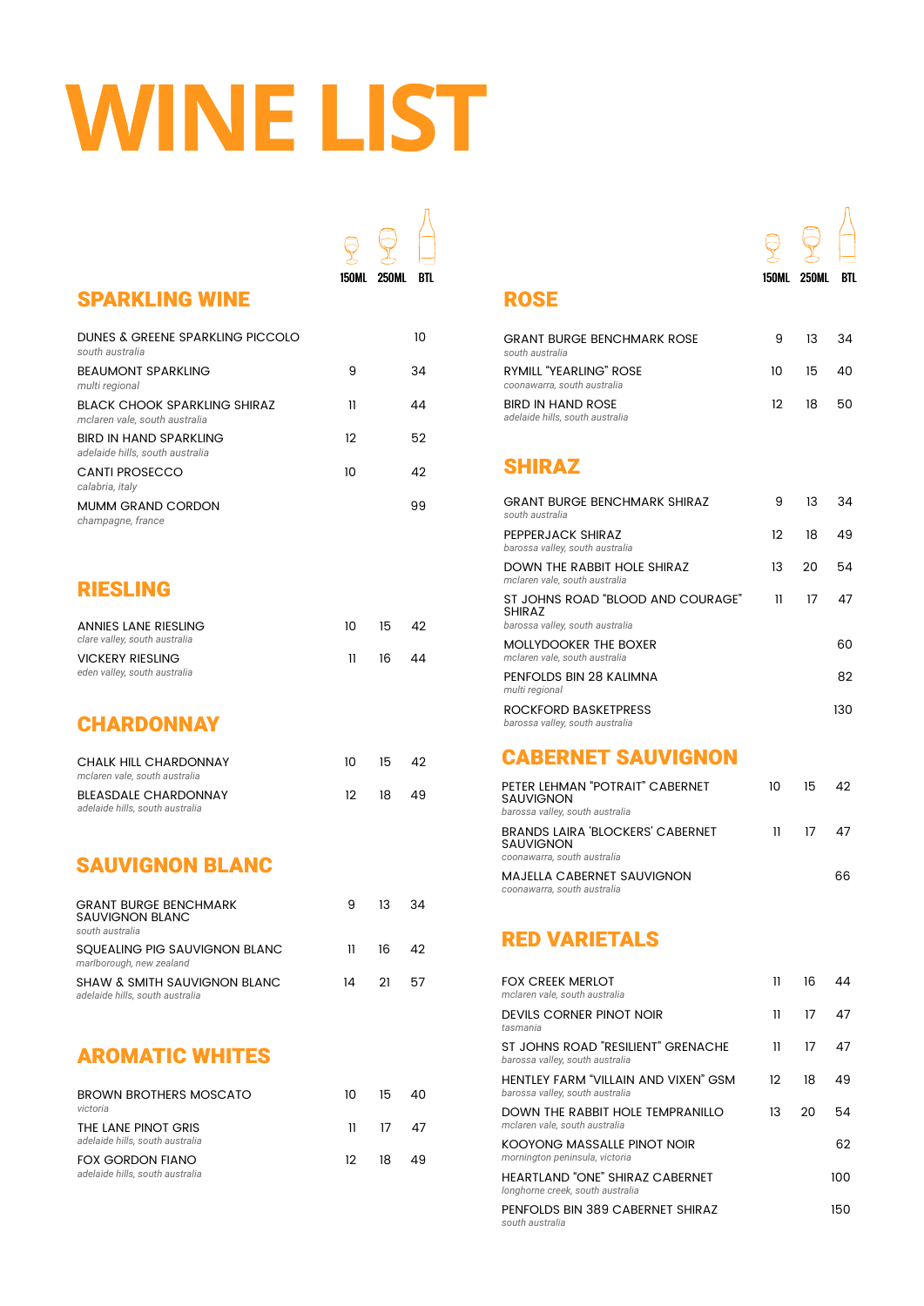# WINE LIST

## SPARKLING WINE

| | 150ML | 250ML | BTL |
|---|---|---|---|
| DUNES & GREENE SPARKLING PICCOLO<br>*south australia* | | | 10 |
| BEAUMONT SPARKLING<br>*multi regional* | 9 | | 34 |
| BLACK CHOOK SPARKLING SHIRAZ<br>*mclaren vale, south australia* | 11 | | 44 |
| BIRD IN HAND SPARKLING<br>*adelaide hills, south australia* | 12 | | 52 |
| CANTI PROSECCO<br>*calabria, italy* | 10 | | 42 |
| MUMM GRAND CORDON<br>*champagne, france* | | | 99 |

## RIESLING

| | 150ML | 250ML | BTL |
|---|---|---|---|
| ANNIES LANE RIESLING<br>*clare valley, south australia* | 10 | 15 | 42 |
| VICKERY RIESLING<br>*eden valley, south australia* | 11 | 16 | 44 |

## CHARDONNAY

| | 150ML | 250ML | BTL |
|---|---|---|---|
| CHALK HILL CHARDONNAY<br>*mclaren vale, south australia* | 10 | 15 | 42 |
| BLEASDALE CHARDONNAY<br>*adelaide hills, south australia* | 12 | 18 | 49 |

## SAUVIGNON BLANC

| | 150ML | 250ML | BTL |
|---|---|---|---|
| GRANT BURGE BENCHMARK SAUVIGNON BLANC<br>*south australia* | 9 | 13 | 34 |
| SQUEALING PIG SAUVIGNON BLANC<br>*marlborough, new zealand* | 11 | 16 | 42 |
| SHAW & SMITH SAUVIGNON BLANC<br>*adelaide hills, south australia* | 14 | 21 | 57 |

## AROMATIC WHITES

| | 150ML | 250ML | BTL |
|---|---|---|---|
| BROWN BROTHERS MOSCATO<br>*victoria* | 10 | 15 | 40 |
| THE LANE PINOT GRIS<br>*adelaide hills, south australia* | 11 | 17 | 47 |
| FOX GORDON FIANO<br>*adelaide hills, south australia* | 12 | 18 | 49 |

## ROSE

| | 150ML | 250ML | BTL |
|---|---|---|---|
| GRANT BURGE BENCHMARK ROSE<br>*south australia* | 9 | 13 | 34 |
| RYMILL "YEARLING" ROSE<br>*coonawarra, south australia* | 10 | 15 | 40 |
| BIRD IN HAND ROSE<br>*adelaide hills, south australia* | 12 | 18 | 50 |

## SHIRAZ

| | 150ML | 250ML | BTL |
|---|---|---|---|
| GRANT BURGE BENCHMARK SHIRAZ<br>*south australia* | 9 | 13 | 34 |
| PEPPERJACK SHIRAZ<br>*barossa valley, south australia* | 12 | 18 | 49 |
| DOWN THE RABBIT HOLE SHIRAZ<br>*mclaren vale, south australia* | 13 | 20 | 54 |
| ST JOHNS ROAD "BLOOD AND COURAGE" SHIRAZ<br>*barossa valley, south australia* | 11 | 17 | 47 |
| MOLLYDOOKER THE BOXER<br>*mclaren vale, south australia* | | | 60 |
| PENFOLDS BIN 28 KALIMNA<br>*multi regional* | | | 82 |
| ROCKFORD BASKETPRESS<br>*barossa valley, south australia* | | | 130 |

## CABERNET SAUVIGNON

| | 150ML | 250ML | BTL |
|---|---|---|---|
| PETER LEHMAN "POTRAIT" CABERNET SAUVIGNON<br>*barossa valley, south australia* | 10 | 15 | 42 |
| BRANDS LAIRA 'BLOCKERS' CABERNET SAUVIGNON<br>*coonawarra, south australia* | 11 | 17 | 47 |
| MAJELLA CABERNET SAUVIGNON<br>*coonawarra, south australia* | | | 66 |

## RED VARIETALS

| | 150ML | 250ML | BTL |
|---|---|---|---|
| FOX CREEK MERLOT<br>*mclaren vale, south australia* | 11 | 16 | 44 |
| DEVILS CORNER PINOT NOIR<br>*tasmania* | 11 | 17 | 47 |
| ST JOHNS ROAD "RESILIENT" GRENACHE<br>*barossa valley, south australia* | 11 | 17 | 47 |
| HENTLEY FARM "VILLAIN AND VIXEN" GSM<br>*barossa valley, south australia* | 12 | 18 | 49 |
| DOWN THE RABBIT HOLE TEMPRANILLO<br>*mclaren vale, south australia* | 13 | 20 | 54 |
| KOOYONG MASSALLE PINOT NOIR<br>*mornington peninsula, victoria* | | | 62 |
| HEARTLAND "ONE" SHIRAZ CABERNET<br>*longhorne creek, south australia* | | | 100 |
| PENFOLDS BIN 389 CABERNET SHIRAZ<br>*south australia* | | | 150 |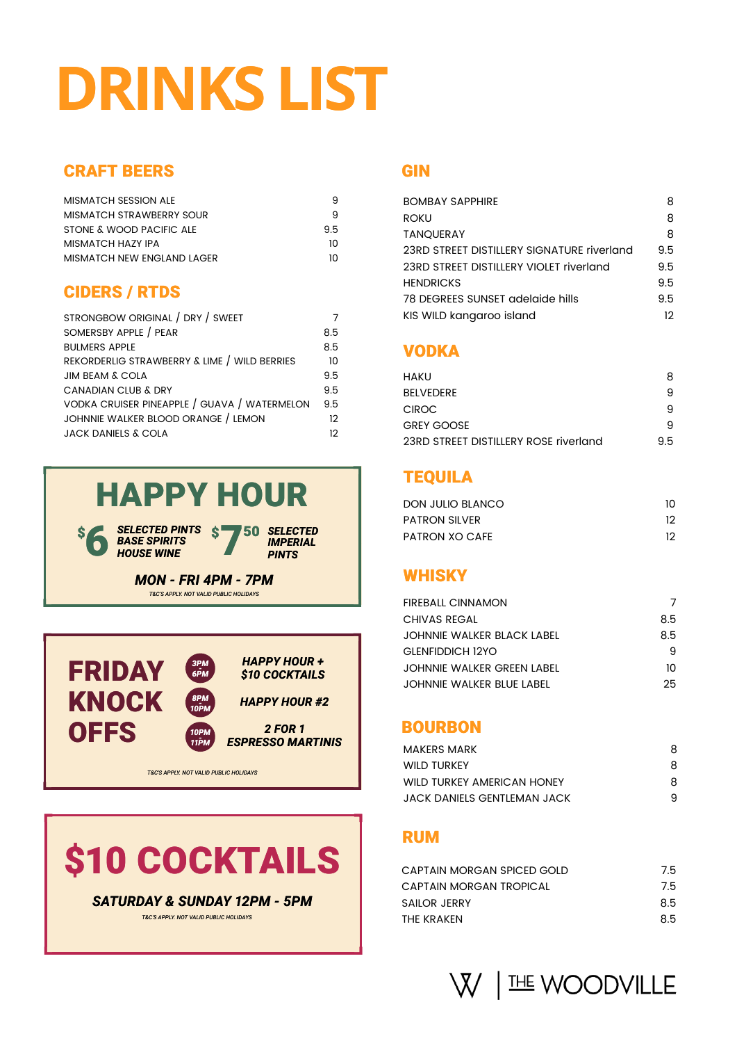# DRINKS LIST

## CRAFT BEERS

| | |
|---|---|
| MISMATCH SESSION ALE | 9 |
| MISMATCH STRAWBERRY SOUR | 9 |
| STONE & WOOD PACIFIC ALE | 9.5 |
| MISMATCH HAZY IPA | 10 |
| MISMATCH NEW ENGLAND LAGER | 10 |

## CIDERS / RTDS

| | |
|---|---|
| STRONGBOW ORIGINAL / DRY / SWEET | 7 |
| SOMERSBY APPLE / PEAR | 8.5 |
| BULMERS APPLE | 8.5 |
| REKORDERLIG STRAWBERRY & LIME / WILD BERRIES | 10 |
| JIM BEAM & COLA | 9.5 |
| CANADIAN CLUB & DRY | 9.5 |
| VODKA CRUISER PINEAPPLE / GUAVA / WATERMELON | 9.5 |
| JOHNNIE WALKER BLOOD ORANGE / LEMON | 12 |
| JACK DANIELS & COLA | 12 |

## HAPPY HOUR

**$6** SELECTED PINTS, BASE SPIRITS, HOUSE WINE

**$7.50** SELECTED IMPERIAL PINTS

**MON - FRI 4PM - 7PM**

T&C'S APPLY. NOT VALID PUBLIC HOLIDAYS

## FRIDAY KNOCK OFFS

- **3PM - 6PM**: HAPPY HOUR + $10 COCKTAILS
- **8PM - 10PM**: HAPPY HOUR #2
- **10PM - 11PM**: 2 FOR 1 ESPRESSO MARTINIS

T&C'S APPLY. NOT VALID PUBLIC HOLIDAYS

## $10 COCKTAILS

**SATURDAY & SUNDAY 12PM - 5PM**

T&C'S APPLY. NOT VALID PUBLIC HOLIDAYS

## GIN

| | |
|---|---|
| BOMBAY SAPPHIRE | 8 |
| ROKU | 8 |
| TANQUERAY | 8 |
| 23RD STREET DISTILLERY SIGNATURE riverland | 9.5 |
| 23RD STREET DISTILLERY VIOLET riverland | 9.5 |
| HENDRICKS | 9.5 |
| 78 DEGREES SUNSET adelaide hills | 9.5 |
| KIS WILD kangaroo island | 12 |

## VODKA

| | |
|---|---|
| HAKU | 8 |
| BELVEDERE | 9 |
| CIROC | 9 |
| GREY GOOSE | 9 |
| 23RD STREET DISTILLERY ROSE riverland | 9.5 |

## TEQUILA

| | |
|---|---|
| DON JULIO BLANCO | 10 |
| PATRON SILVER | 12 |
| PATRON XO CAFE | 12 |

## WHISKY

| | |
|---|---|
| FIREBALL CINNAMON | 7 |
| CHIVAS REGAL | 8.5 |
| JOHNNIE WALKER BLACK LABEL | 8.5 |
| GLENFIDDICH 12YO | 9 |
| JOHNNIE WALKER GREEN LABEL | 10 |
| JOHNNIE WALKER BLUE LABEL | 25 |

## BOURBON

| | |
|---|---|
| MAKERS MARK | 8 |
| WILD TURKEY | 8 |
| WILD TURKEY AMERICAN HONEY | 8 |
| JACK DANIELS GENTLEMAN JACK | 9 |

## RUM

| | |
|---|---|
| CAPTAIN MORGAN SPICED GOLD | 7.5 |
| CAPTAIN MORGAN TROPICAL | 7.5 |
| SAILOR JERRY | 8.5 |
| THE KRAKEN | 8.5 |

W | THE WOODVILLE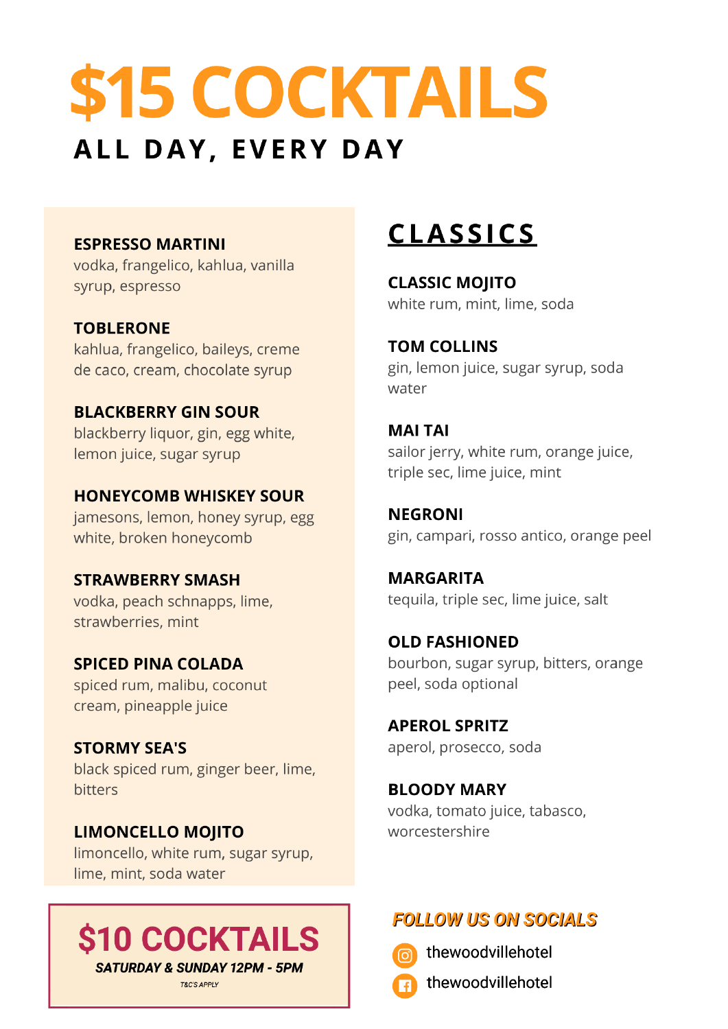# $15 COCKTAILS

## ALL DAY, EVERY DAY

**ESPRESSO MARTINI**
vodka, frangelico, kahlua, vanilla syrup, espresso

**TOBLERONE**
kahlua, frangelico, baileys, creme de caco, cream, chocolate syrup

**BLACKBERRY GIN SOUR**
blackberry liquor, gin, egg white, lemon juice, sugar syrup

**HONEYCOMB WHISKEY SOUR**
jamesons, lemon, honey syrup, egg white, broken honeycomb

**STRAWBERRY SMASH**
vodka, peach schnapps, lime, strawberries, mint

**SPICED PINA COLADA**
spiced rum, malibu, coconut cream, pineapple juice

**STORMY SEA'S**
black spiced rum, ginger beer, lime, bitters

**LIMONCELLO MOJITO**
limoncello, white rum, sugar syrup, lime, mint, soda water

## CLASSICS

**CLASSIC MOJITO**
white rum, mint, lime, soda

**TOM COLLINS**
gin, lemon juice, sugar syrup, soda water

**MAI TAI**
sailor jerry, white rum, orange juice, triple sec, lime juice, mint

**NEGRONI**
gin, campari, rosso antico, orange peel

**MARGARITA**
tequila, triple sec, lime juice, salt

**OLD FASHIONED**
bourbon, sugar syrup, bitters, orange peel, soda optional

**APEROL SPRITZ**
aperol, prosecco, soda

**BLOODY MARY**
vodka, tomato juice, tabasco, worcestershire

## $10 COCKTAILS

***SATURDAY & SUNDAY 12PM - 5PM***

*T&C'S APPLY*

***FOLLOW US ON SOCIALS***

thewoodvillehotel

thewoodvillehotel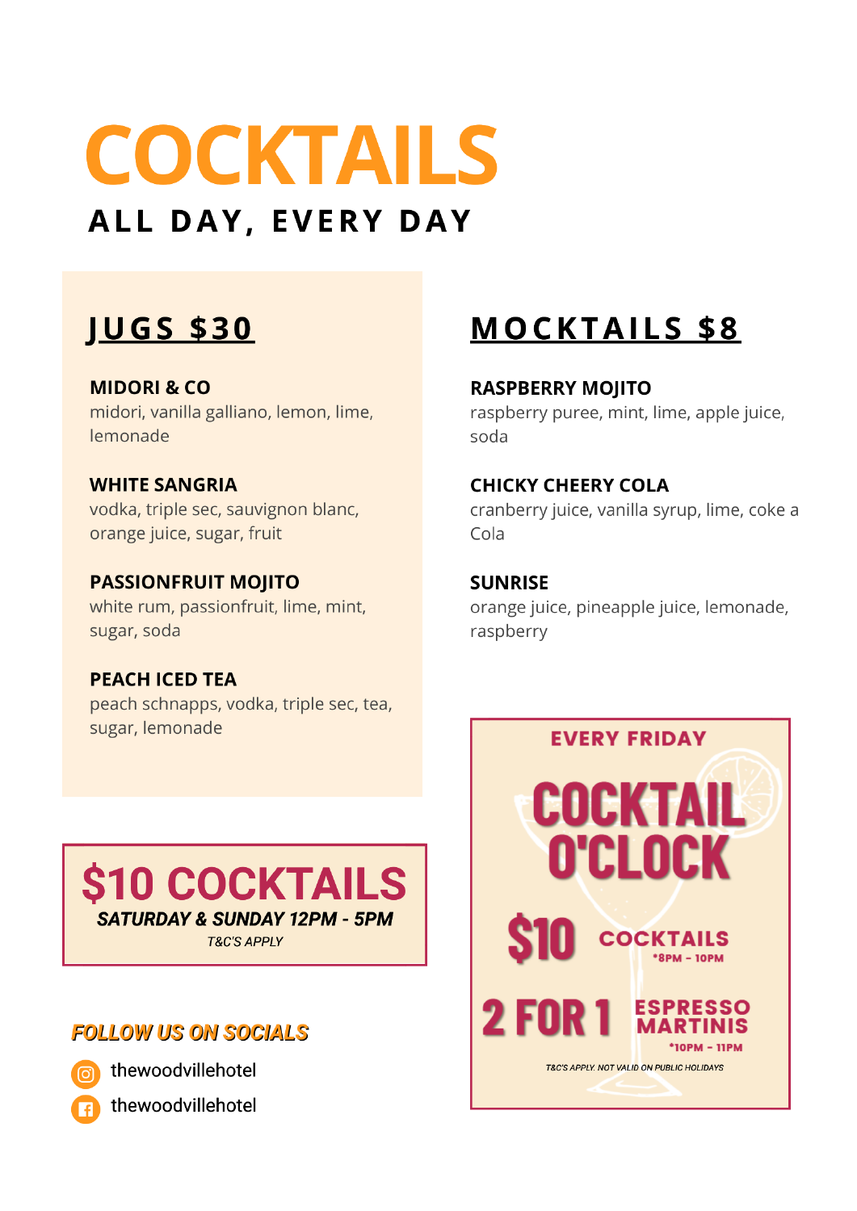# COCKTAILS

**ALL DAY, EVERY DAY**

## JUGS $30

**MIDORI & CO**
midori, vanilla galliano, lemon, lime, lemonade

**WHITE SANGRIA**
vodka, triple sec, sauvignon blanc, orange juice, sugar, fruit

**PASSIONFRUIT MOJITO**
white rum, passionfruit, lime, mint, sugar, soda

**PEACH ICED TEA**
peach schnapps, vodka, triple sec, tea, sugar, lemonade

## MOCKTAILS $8

**RASPBERRY MOJITO**
raspberry puree, mint, lime, apple juice, soda

**CHICKY CHEERY COLA**
cranberry juice, vanilla syrup, lime, coke a Cola

**SUNRISE**
orange juice, pineapple juice, lemonade, raspberry

## $10 COCKTAILS

***SATURDAY & SUNDAY 12PM - 5PM***

*T&C'S APPLY*

**EVERY FRIDAY**

## COCKTAIL O'CLOCK

**$10 COCKTAILS**
*8PM - 10PM

**2 FOR 1 ESPRESSO MARTINIS**
*10PM - 11PM

*T&C'S APPLY. NOT VALID ON PUBLIC HOLIDAYS*

***FOLLOW US ON SOCIALS***

- Instagram: thewoodvillehotel
- Facebook: thewoodvillehotel